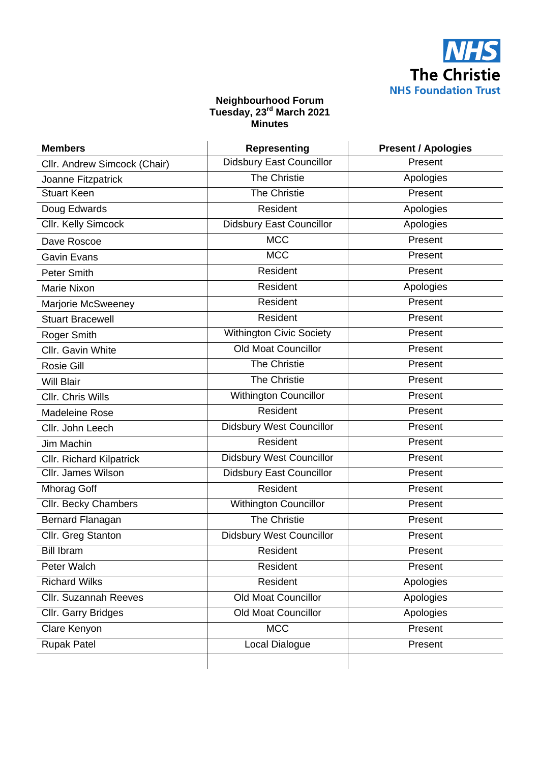**Neighbourhood Forum**
**Tuesday, 23rd March 2021**
**Minutes**

| Members | Representing | Present / Apologies |
|---|---|---|
| Cllr. Andrew Simcock (Chair) | Didsbury East Councillor | Present |
| Joanne Fitzpatrick | The Christie | Apologies |
| Stuart Keen | The Christie | Present |
| Doug Edwards | Resident | Apologies |
| Cllr. Kelly Simcock | Didsbury East Councillor | Apologies |
| Dave Roscoe | MCC | Present |
| Gavin Evans | MCC | Present |
| Peter Smith | Resident | Present |
| Marie Nixon | Resident | Apologies |
| Marjorie McSweeney | Resident | Present |
| Stuart Bracewell | Resident | Present |
| Roger Smith | Withington Civic Society | Present |
| Cllr. Gavin White | Old Moat Councillor | Present |
| Rosie Gill | The Christie | Present |
| Will Blair | The Christie | Present |
| Cllr. Chris Wills | Withington Councillor | Present |
| Madeleine Rose | Resident | Present |
| Cllr. John Leech | Didsbury West Councillor | Present |
| Jim Machin | Resident | Present |
| Cllr. Richard Kilpatrick | Didsbury West Councillor | Present |
| Cllr. James Wilson | Didsbury East Councillor | Present |
| Mhorag Goff | Resident | Present |
| Cllr. Becky Chambers | Withington Councillor | Present |
| Bernard Flanagan | The Christie | Present |
| Cllr. Greg Stanton | Didsbury West Councillor | Present |
| Bill Ibram | Resident | Present |
| Peter Walch | Resident | Present |
| Richard Wilks | Resident | Apologies |
| Cllr. Suzannah Reeves | Old Moat Councillor | Apologies |
| Cllr. Garry Bridges | Old Moat Councillor | Apologies |
| Clare Kenyon | MCC | Present |
| Rupak Patel | Local Dialogue | Present |
| | | |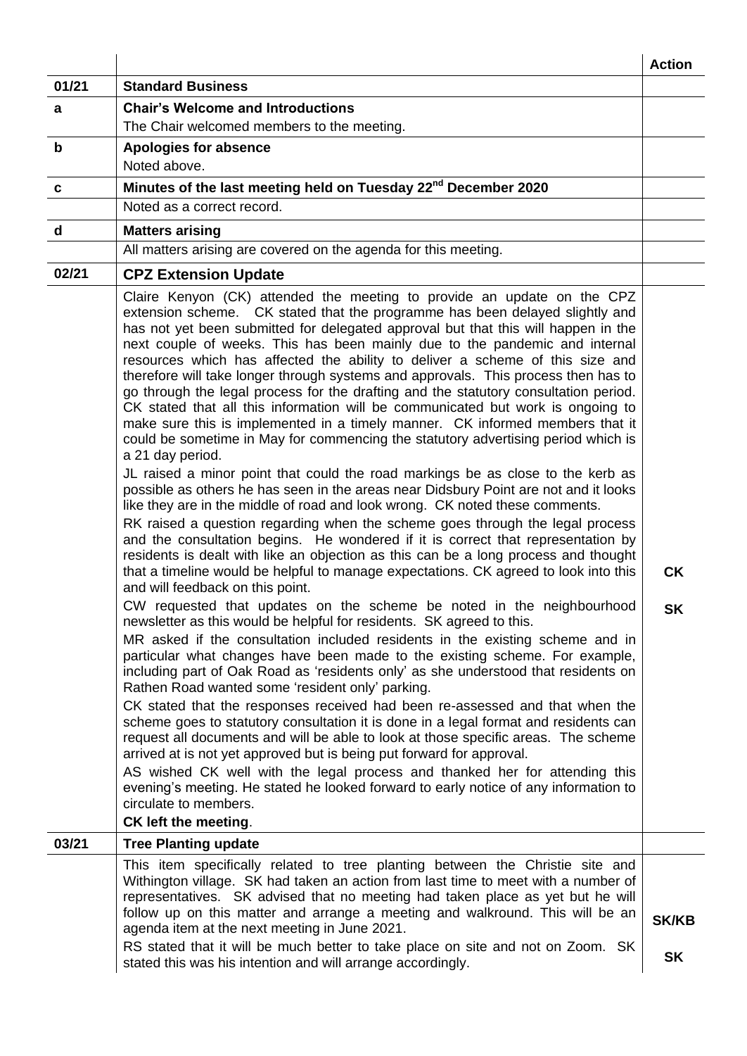| | | Action |
|---|---|---|
| 01/21 | **Standard Business** | |
| a | **Chair's Welcome and Introductions**<br>The Chair welcomed members to the meeting. | |
| b | **Apologies for absence**<br>Noted above. | |
| c | **Minutes of the last meeting held on Tuesday 22nd December 2020** | |
| | Noted as a correct record. | |
| d | **Matters arising** | |
| | All matters arising are covered on the agenda for this meeting. | |
| 02/21 | **CPZ Extension Update** | |
| | Claire Kenyon (CK) attended the meeting to provide an update on the CPZ extension scheme. CK stated that the programme has been delayed slightly and has not yet been submitted for delegated approval but that this will happen in the next couple of weeks. This has been mainly due to the pandemic and internal resources which has affected the ability to deliver a scheme of this size and therefore will take longer through systems and approvals. This process then has to go through the legal process for the drafting and the statutory consultation period. CK stated that all this information will be communicated but work is ongoing to make sure this is implemented in a timely manner. CK informed members that it could be sometime in May for commencing the statutory advertising period which is a 21 day period.<br>JL raised a minor point that could the road markings be as close to the kerb as possible as others he has seen in the areas near Didsbury Point are not and it looks like they are in the middle of road and look wrong. CK noted these comments.<br>RK raised a question regarding when the scheme goes through the legal process and the consultation begins. He wondered if it is correct that representation by residents is dealt with like an objection as this can be a long process and thought that a timeline would be helpful to manage expectations. CK agreed to look into this and will feedback on this point.<br>CW requested that updates on the scheme be noted in the neighbourhood newsletter as this would be helpful for residents. SK agreed to this.<br>MR asked if the consultation included residents in the existing scheme and in particular what changes have been made to the existing scheme. For example, including part of Oak Road as 'residents only' as she understood that residents on Rathen Road wanted some 'resident only' parking.<br>CK stated that the responses received had been re-assessed and that when the scheme goes to statutory consultation it is done in a legal format and residents can request all documents and will be able to look at those specific areas. The scheme arrived at is not yet approved but is being put forward for approval.<br>AS wished CK well with the legal process and thanked her for attending this evening's meeting. He stated he looked forward to early notice of any information to circulate to members.<br>**CK left the meeting**. | **CK**<br><br>**SK** |
| 03/21 | **Tree Planting update** | |
| | This item specifically related to tree planting between the Christie site and Withington village. SK had taken an action from last time to meet with a number of representatives. SK advised that no meeting had taken place as yet but he will follow up on this matter and arrange a meeting and walkround. This will be an agenda item at the next meeting in June 2021.<br>RS stated that it will be much better to take place on site and not on Zoom. SK stated this was his intention and will arrange accordingly. | **SK/KB**<br><br>**SK** |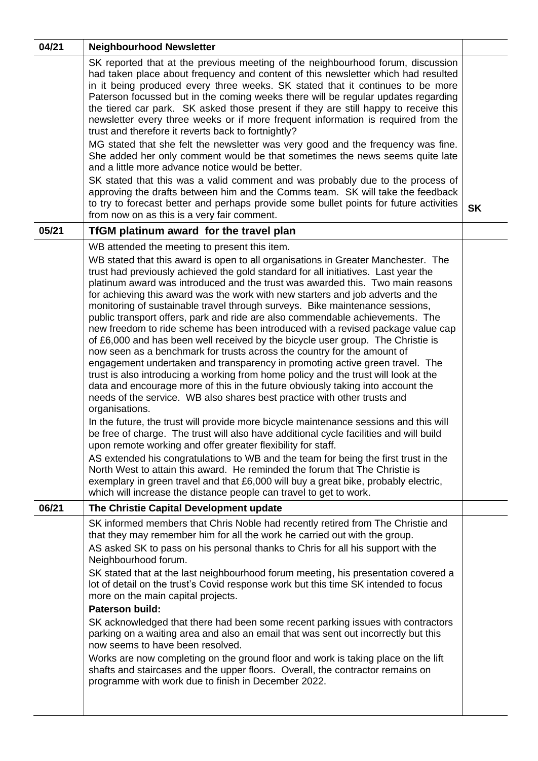| 04/21 | **Neighbourhood Newsletter** | |
|---|---|---|
| | SK reported that at the previous meeting of the neighbourhood forum, discussion had taken place about frequency and content of this newsletter which had resulted in it being produced every three weeks. SK stated that it continues to be more Paterson focussed but in the coming weeks there will be regular updates regarding the tiered car park. SK asked those present if they are still happy to receive this newsletter every three weeks or if more frequent information is required from the trust and therefore it reverts back to fortnightly?<br>MG stated that she felt the newsletter was very good and the frequency was fine. She added her only comment would be that sometimes the news seems quite late and a little more advance notice would be better.<br>SK stated that this was a valid comment and was probably due to the process of approving the drafts between him and the Comms team. SK will take the feedback to try to forecast better and perhaps provide some bullet points for future activities from now on as this is a very fair comment. | **SK** |
| 05/21 | **TfGM platinum award for the travel plan** | |
| | WB attended the meeting to present this item.<br>WB stated that this award is open to all organisations in Greater Manchester. The trust had previously achieved the gold standard for all initiatives. Last year the platinum award was introduced and the trust was awarded this. Two main reasons for achieving this award was the work with new starters and job adverts and the monitoring of sustainable travel through surveys. Bike maintenance sessions, public transport offers, park and ride are also commendable achievements. The new freedom to ride scheme has been introduced with a revised package value cap of £6,000 and has been well received by the bicycle user group. The Christie is now seen as a benchmark for trusts across the country for the amount of engagement undertaken and transparency in promoting active green travel. The trust is also introducing a working from home policy and the trust will look at the data and encourage more of this in the future obviously taking into account the needs of the service. WB also shares best practice with other trusts and organisations.<br>In the future, the trust will provide more bicycle maintenance sessions and this will be free of charge. The trust will also have additional cycle facilities and will build upon remote working and offer greater flexibility for staff.<br>AS extended his congratulations to WB and the team for being the first trust in the North West to attain this award. He reminded the forum that The Christie is exemplary in green travel and that £6,000 will buy a great bike, probably electric, which will increase the distance people can travel to get to work. | |
| 06/21 | **The Christie Capital Development update** | |
| | SK informed members that Chris Noble had recently retired from The Christie and that they may remember him for all the work he carried out with the group.<br>AS asked SK to pass on his personal thanks to Chris for all his support with the Neighbourhood forum.<br>SK stated that at the last neighbourhood forum meeting, his presentation covered a lot of detail on the trust's Covid response work but this time SK intended to focus more on the main capital projects.<br>**Paterson build:**<br>SK acknowledged that there had been some recent parking issues with contractors parking on a waiting area and also an email that was sent out incorrectly but this now seems to have been resolved.<br>Works are now completing on the ground floor and work is taking place on the lift shafts and staircases and the upper floors. Overall, the contractor remains on programme with work due to finish in December 2022. | |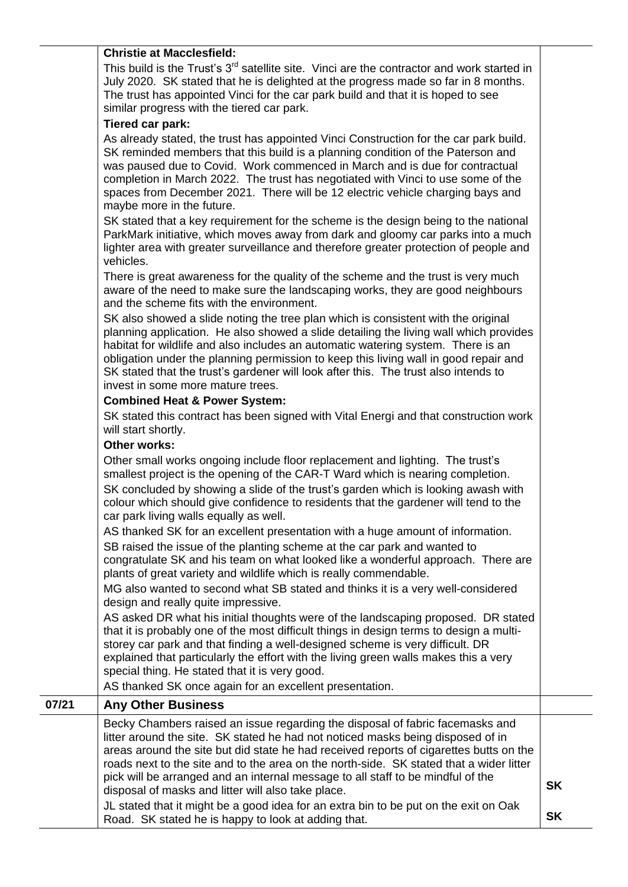| | | |
|---|---|---|
| | **Christie at Macclesfield:**<br>This build is the Trust's 3rd satellite site. Vinci are the contractor and work started in July 2020. SK stated that he is delighted at the progress made so far in 8 months. The trust has appointed Vinci for the car park build and that it is hoped to see similar progress with the tiered car park.<br>**Tiered car park:**<br>As already stated, the trust has appointed Vinci Construction for the car park build. SK reminded members that this build is a planning condition of the Paterson and was paused due to Covid. Work commenced in March and is due for contractual completion in March 2022. The trust has negotiated with Vinci to use some of the spaces from December 2021. There will be 12 electric vehicle charging bays and maybe more in the future.<br>SK stated that a key requirement for the scheme is the design being to the national ParkMark initiative, which moves away from dark and gloomy car parks into a much lighter area with greater surveillance and therefore greater protection of people and vehicles.<br>There is great awareness for the quality of the scheme and the trust is very much aware of the need to make sure the landscaping works, they are good neighbours and the scheme fits with the environment.<br>SK also showed a slide noting the tree plan which is consistent with the original planning application. He also showed a slide detailing the living wall which provides habitat for wildlife and also includes an automatic watering system. There is an obligation under the planning permission to keep this living wall in good repair and SK stated that the trust's gardener will look after this. The trust also intends to invest in some more mature trees.<br>**Combined Heat & Power System:**<br>SK stated this contract has been signed with Vital Energi and that construction work will start shortly.<br>**Other works:**<br>Other small works ongoing include floor replacement and lighting. The trust's smallest project is the opening of the CAR-T Ward which is nearing completion.<br>SK concluded by showing a slide of the trust's garden which is looking awash with colour which should give confidence to residents that the gardener will tend to the car park living walls equally as well.<br>AS thanked SK for an excellent presentation with a huge amount of information.<br>SB raised the issue of the planting scheme at the car park and wanted to congratulate SK and his team on what looked like a wonderful approach. There are plants of great variety and wildlife which is really commendable.<br>MG also wanted to second what SB stated and thinks it is a very well-considered design and really quite impressive.<br>AS asked DR what his initial thoughts were of the landscaping proposed. DR stated that it is probably one of the most difficult things in design terms to design a multi-storey car park and that finding a well-designed scheme is very difficult. DR explained that particularly the effort with the living green walls makes this a very special thing. He stated that it is very good.<br>AS thanked SK once again for an excellent presentation. | |
| **07/21** | **Any Other Business** | |
| | Becky Chambers raised an issue regarding the disposal of fabric facemasks and litter around the site. SK stated he had not noticed masks being disposed of in areas around the site but did state he had received reports of cigarettes butts on the roads next to the site and to the area on the north-side. SK stated that a wider litter pick will be arranged and an internal message to all staff to be mindful of the disposal of masks and litter will also take place. | **SK** |
| | JL stated that it might be a good idea for an extra bin to be put on the exit on Oak Road. SK stated he is happy to look at adding that. | **SK** |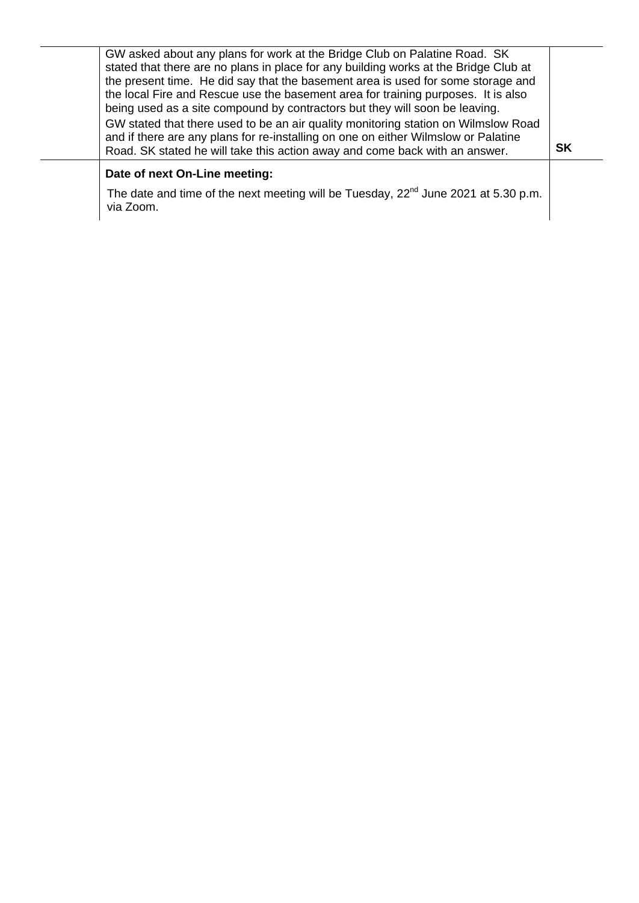| | | |
|---|---|---|
| | GW asked about any plans for work at the Bridge Club on Palatine Road. SK stated that there are no plans in place for any building works at the Bridge Club at the present time. He did say that the basement area is used for some storage and the local Fire and Rescue use the basement area for training purposes. It is also being used as a site compound by contractors but they will soon be leaving.<br>GW stated that there used to be an air quality monitoring station on Wilmslow Road and if there are any plans for re-installing on one on either Wilmslow or Palatine Road. SK stated he will take this action away and come back with an answer. | **SK** |
| | **Date of next On-Line meeting:**<br>The date and time of the next meeting will be Tuesday, 22nd June 2021 at 5.30 p.m. via Zoom. | |